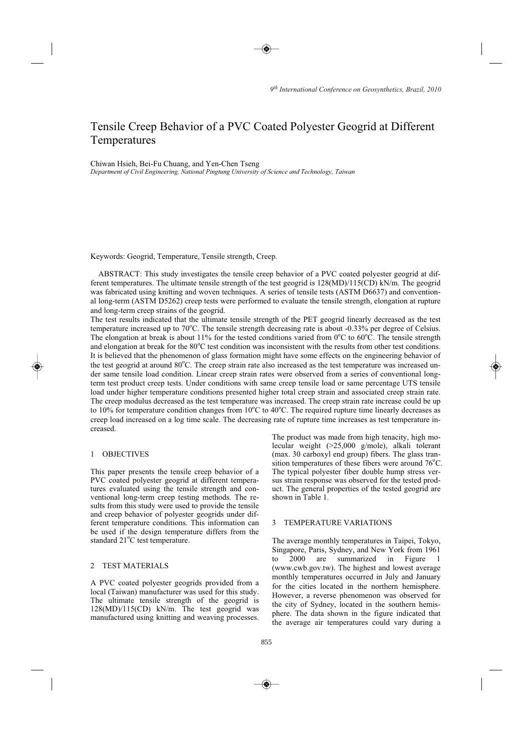# Tensile Creep Behavior of a PVC Coated Polyester Geogrid at Different Temperatures

Chiwan Hsieh, Bei-Fu Chuang, and Yen-Chen Tseng

*Department of Civil Engineering, National Pingtung University of Science and Technology, Taiwan*

Keywords: Geogrid, Temperature, Tensile strength, Creep.

ABSTRACT: This study investigates the tensile creep behavior of a PVC coated polyester geogrid at different temperatures. The ultimate tensile strength of the test geogrid is 128(MD)/115(CD) kN/m. The geogrid was fabricated using knitting and woven techniques. A series of tensile tests (ASTM D6637) and conventional long-term (ASTM D5262) creep tests were performed to evaluate the tensile strength, elongation at rupture and long-term creep strains of the geogrid.

The test results indicated that the ultimate tensile strength of the PET geogrid linearly decreased as the test temperature increased up to 70°C. The tensile strength decreasing rate is about -0.33% per degree of Celsius. The elongation at break is about 11% for the tested conditions varied from 0°C to 60°C. The tensile strength and elongation at break for the 80°C test condition was inconsistent with the results from other test conditions. It is believed that the phenomenon of glass formation might have some effects on the engineering behavior of the test geogrid at around 80°C. The creep strain rate also increased as the test temperature was increased under same tensile load condition. Linear creep strain rates were observed from a series of conventional long-term test product creep tests. Under conditions with same creep tensile load or same percentage UTS tensile load under higher temperature conditions presented higher total creep strain and associated creep strain rate. The creep modulus decreased as the test temperature was increased. The creep strain rate increase could be up to 10% for temperature condition changes from 10°C to 40°C. The required rupture time linearly decreases as creep load increased on a log time scale. The decreasing rate of rupture time increases as test temperature increased.

## 1 OBJECTIVES

This paper presents the tensile creep behavior of a PVC coated polyester geogrid at different temperatures evaluated using the tensile strength and conventional long-term creep testing methods. The results from this study were used to provide the tensile and creep behavior of polyester geogrids under different temperature conditions. This information can be used if the design temperature differs from the standard 21°C test temperature.

## 2 TEST MATERIALS

A PVC coated polyester geogrids provided from a local (Taiwan) manufacturer was used for this study. The ultimate tensile strength of the geogrid is 128(MD)/115(CD) kN/m. The test geogrid was manufactured using knitting and weaving processes. The product was made from high tenacity, high molecular weight (>25,000 g/mole), alkali tolerant (max. 30 carboxyl end group) fibers. The glass transition temperatures of these fibers were around 76°C. The typical polyester fiber double hump stress versus strain response was observed for the tested product. The general properties of the tested geogrid are shown in Table 1.

## 3 TEMPERATURE VARIATIONS

The average monthly temperatures in Taipei, Tokyo, Singapore, Paris, Sydney, and New York from 1961 to 2000 are summarized in Figure 1 (www.cwb.gov.tw). The highest and lowest average monthly temperatures occurred in July and January for the cities located in the northern hemisphere. However, a reverse phenomenon was observed for the city of Sydney, located in the southern hemisphere. The data shown in the figure indicated that the average air temperatures could vary during a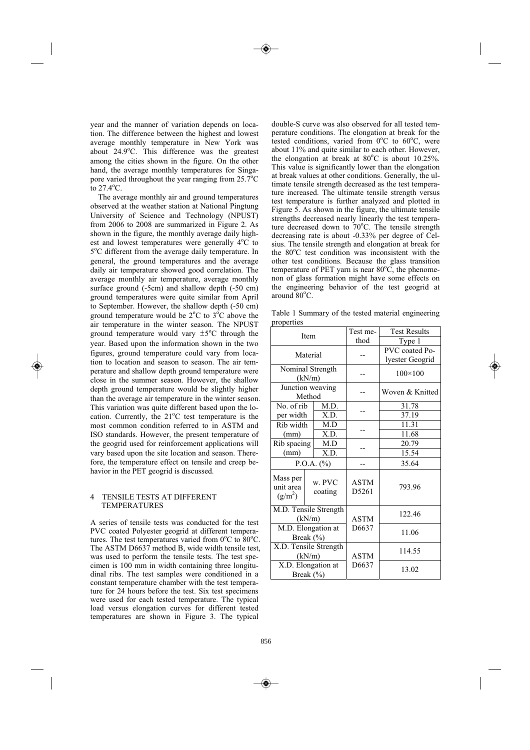year and the manner of variation depends on location. The difference between the highest and lowest average monthly temperature in New York was about 24.9°C. This difference was the greatest among the cities shown in the figure. On the other hand, the average monthly temperatures for Singapore varied throughout the year ranging from 25.7°C to 27.4°C.

The average monthly air and ground temperatures observed at the weather station at National Pingtung University of Science and Technology (NPUST) from 2006 to 2008 are summarized in Figure 2. As shown in the figure, the monthly average daily highest and lowest temperatures were generally 4°C to 5°C different from the average daily temperature. In general, the ground temperatures and the average daily air temperature showed good correlation. The average monthly air temperature, average monthly surface ground (-5cm) and shallow depth (-50 cm) ground temperatures were quite similar from April to September. However, the shallow depth (-50 cm) ground temperature would be 2°C to 3°C above the air temperature in the winter season. The NPUST ground temperature would vary ±5°C through the year. Based upon the information shown in the two figures, ground temperature could vary from location to location and season to season. The air temperature and shallow depth ground temperature were close in the summer season. However, the shallow depth ground temperature would be slightly higher than the average air temperature in the winter season. This variation was quite different based upon the location. Currently, the 21°C test temperature is the most common condition referred to in ASTM and ISO standards. However, the present temperature of the geogrid used for reinforcement applications will vary based upon the site location and season. Therefore, the temperature effect on tensile and creep behavior in the PET geogrid is discussed.

## 4 TENSILE TESTS AT DIFFERENT TEMPERATURES

A series of tensile tests was conducted for the test PVC coated Polyester geogrid at different temperatures. The test temperatures varied from 0°C to 80°C. The ASTM D6637 method B, wide width tensile test, was used to perform the tensile tests. The test specimen is 100 mm in width containing three longitudinal ribs. The test samples were conditioned in a constant temperature chamber with the test temperature for 24 hours before the test. Six test specimens were used for each tested temperature. The typical load versus elongation curves for different tested temperatures are shown in Figure 3. The typical double-S curve was also observed for all tested temperature conditions. The elongation at break for the tested conditions, varied from 0°C to 60°C, were about 11% and quite similar to each other. However, the elongation at break at 80°C is about 10.25%. This value is significantly lower than the elongation at break values at other conditions. Generally, the ultimate tensile strength decreased as the test temperature increased. The ultimate tensile strength versus test temperature is further analyzed and plotted in Figure 5. As shown in the figure, the ultimate tensile strengths decreased nearly linearly the test temperature decreased down to 70°C. The tensile strength decreasing rate is about -0.33% per degree of Celsius. The tensile strength and elongation at break for the 80°C test condition was inconsistent with the other test conditions. Because the glass transition temperature of PET yarn is near 80°C, the phenomenon of glass formation might have some effects on the engineering behavior of the test geogrid at around 80°C.

Table 1 Summary of the tested material engineering properties

| Item | | Test method | Test Results |
|---|---|---|---|
| | | | Type 1 |
| Material | | -- | PVC coated Polyester Geogrid |
| Nominal Strength (kN/m) | | -- | 100×100 |
| Junction weaving Method | | -- | Woven & Knitted |
| No. of rib per width | M.D. | -- | 31.78 |
| | X.D. | | 37.19 |
| Rib width (mm) | M.D | -- | 11.31 |
| | X.D. | | 11.68 |
| Rib spacing (mm) | M.D | -- | 20.79 |
| | X.D. | | 15.54 |
| P.O.A. (%) | | -- | 35.64 |
| Mass per unit area (g/m²) | w. PVC coating | ASTM D5261 | 793.96 |
| M.D. Tensile Strength (kN/m) | | ASTM D6637 | 122.46 |
| M.D. Elongation at Break (%) | | | 11.06 |
| X.D. Tensile Strength (kN/m) | | ASTM D6637 | 114.55 |
| X.D. Elongation at Break (%) | | | 13.02 |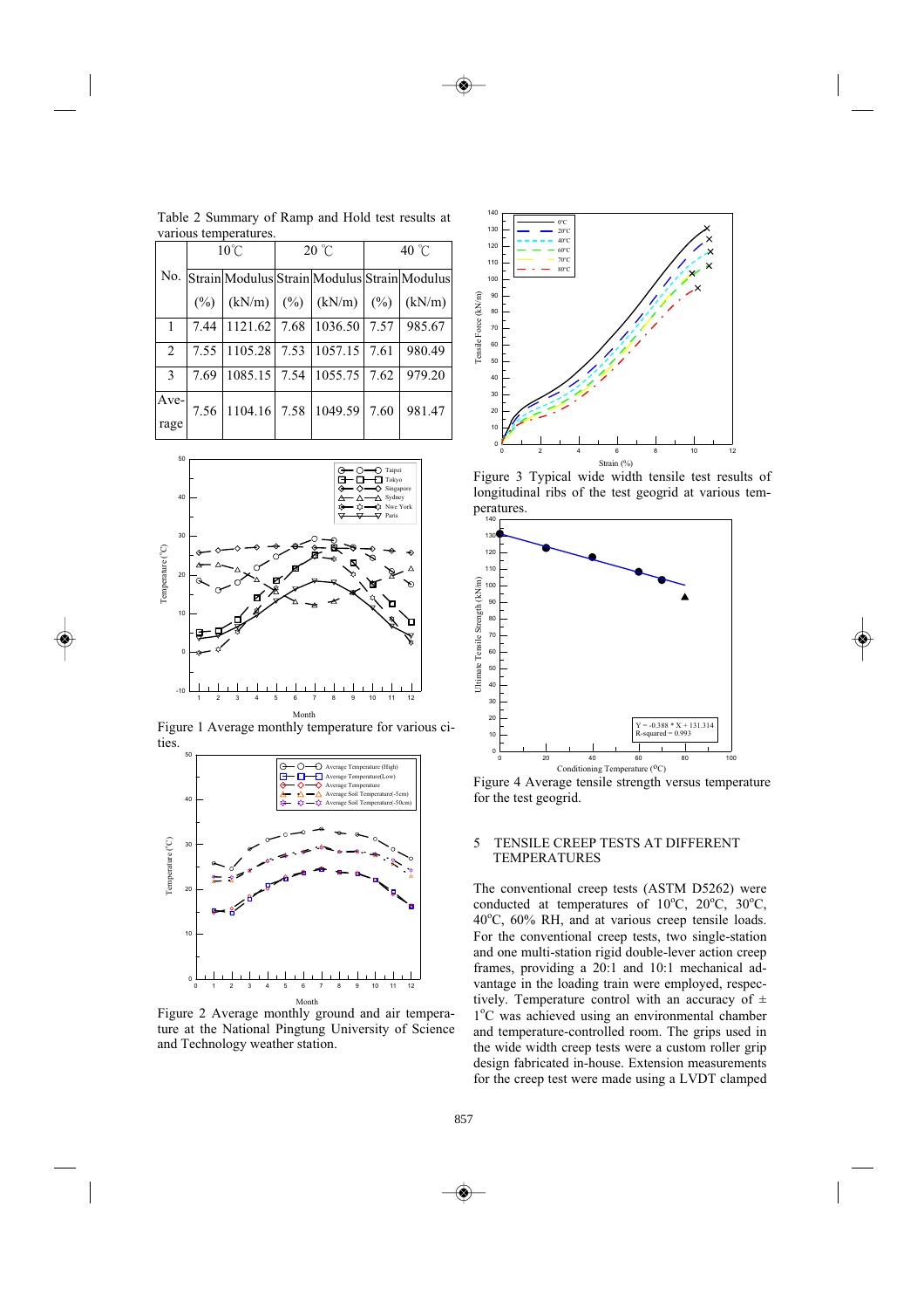Table 2 Summary of Ramp and Hold test results at various temperatures.

| No. | 10℃ | | 20 ℃ | | 40 ℃ | |
|---|---|---|---|---|---|---|
| | Strain (%) | Modulus (kN/m) | Strain (%) | Modulus (kN/m) | Strain (%) | Modulus (kN/m) |
| 1 | 7.44 | 1121.62 | 7.68 | 1036.50 | 7.57 | 985.67 |
| 2 | 7.55 | 1105.28 | 7.53 | 1057.15 | 7.61 | 980.49 |
| 3 | 7.69 | 1085.15 | 7.54 | 1055.75 | 7.62 | 979.20 |
| Average | 7.56 | 1104.16 | 7.58 | 1049.59 | 7.60 | 981.47 |

Figure 1 Average monthly temperature for various cities.

Figure 2 Average monthly ground and air temperature at the National Pingtung University of Science and Technology weather station.

Figure 3 Typical wide width tensile test results of longitudinal ribs of the test geogrid at various temperatures.

Figure 4 Average tensile strength versus temperature for the test geogrid.

## 5 TENSILE CREEP TESTS AT DIFFERENT TEMPERATURES

The conventional creep tests (ASTM D5262) were conducted at temperatures of 10$^o$C, 20$^o$C, 30$^o$C, 40$^o$C, 60% RH, and at various creep tensile loads. For the conventional creep tests, two single-station and one multi-station rigid double-lever action creep frames, providing a 20:1 and 10:1 mechanical advantage in the loading train were employed, respectively. Temperature control with an accuracy of ± 1$^o$C was achieved using an environmental chamber and temperature-controlled room. The grips used in the wide width creep tests were a custom roller grip design fabricated in-house. Extension measurements for the creep test were made using a LVDT clamped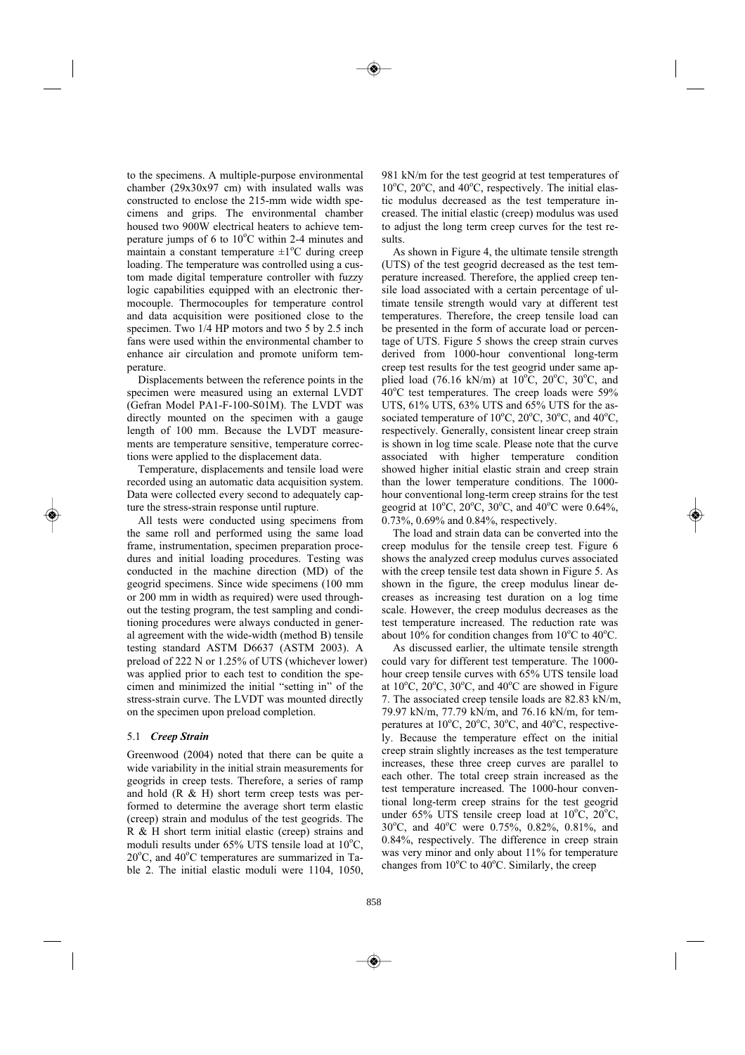to the specimens. A multiple-purpose environmental chamber (29x30x97 cm) with insulated walls was constructed to enclose the 215-mm wide width specimens and grips. The environmental chamber housed two 900W electrical heaters to achieve temperature jumps of 6 to 10°C within 2-4 minutes and maintain a constant temperature ±1°C during creep loading. The temperature was controlled using a custom made digital temperature controller with fuzzy logic capabilities equipped with an electronic thermocouple. Thermocouples for temperature control and data acquisition were positioned close to the specimen. Two 1/4 HP motors and two 5 by 2.5 inch fans were used within the environmental chamber to enhance air circulation and promote uniform temperature.

Displacements between the reference points in the specimen were measured using an external LVDT (Gefran Model PA1-F-100-S01M). The LVDT was directly mounted on the specimen with a gauge length of 100 mm. Because the LVDT measurements are temperature sensitive, temperature corrections were applied to the displacement data.

Temperature, displacements and tensile load were recorded using an automatic data acquisition system. Data were collected every second to adequately capture the stress-strain response until rupture.

All tests were conducted using specimens from the same roll and performed using the same load frame, instrumentation, specimen preparation procedures and initial loading procedures. Testing was conducted in the machine direction (MD) of the geogrid specimens. Since wide specimens (100 mm or 200 mm in width as required) were used throughout the testing program, the test sampling and conditioning procedures were always conducted in general agreement with the wide-width (method B) tensile testing standard ASTM D6637 (ASTM 2003). A preload of 222 N or 1.25% of UTS (whichever lower) was applied prior to each test to condition the specimen and minimized the initial "setting in" of the stress-strain curve. The LVDT was mounted directly on the specimen upon preload completion.

### 5.1 *Creep Strain*

Greenwood (2004) noted that there can be quite a wide variability in the initial strain measurements for geogrids in creep tests. Therefore, a series of ramp and hold (R & H) short term creep tests was performed to determine the average short term elastic (creep) strain and modulus of the test geogrids. The R & H short term initial elastic (creep) strains and moduli results under 65% UTS tensile load at 10°C, 20°C, and 40°C temperatures are summarized in Table 2. The initial elastic moduli were 1104, 1050, 981 kN/m for the test geogrid at test temperatures of 10°C, 20°C, and 40°C, respectively. The initial elastic modulus decreased as the test temperature increased. The initial elastic (creep) modulus was used to adjust the long term creep curves for the test results.

As shown in Figure 4, the ultimate tensile strength (UTS) of the test geogrid decreased as the test temperature increased. Therefore, the applied creep tensile load associated with a certain percentage of ultimate tensile strength would vary at different test temperatures. Therefore, the creep tensile load can be presented in the form of accurate load or percentage of UTS. Figure 5 shows the creep strain curves derived from 1000-hour conventional long-term creep test results for the test geogrid under same applied load (76.16 kN/m) at 10°C, 20°C, 30°C, and 40°C test temperatures. The creep loads were 59% UTS, 61% UTS, 63% UTS and 65% UTS for the associated temperature of 10°C, 20°C, 30°C, and 40°C, respectively. Generally, consistent linear creep strain is shown in log time scale. Please note that the curve associated with higher temperature condition showed higher initial elastic strain and creep strain than the lower temperature conditions. The 1000-hour conventional long-term creep strains for the test geogrid at 10°C, 20°C, 30°C, and 40°C were 0.64%, 0.73%, 0.69% and 0.84%, respectively.

The load and strain data can be converted into the creep modulus for the tensile creep test. Figure 6 shows the analyzed creep modulus curves associated with the creep tensile test data shown in Figure 5. As shown in the figure, the creep modulus linear decreases as increasing test duration on a log time scale. However, the creep modulus decreases as the test temperature increased. The reduction rate was about 10% for condition changes from 10°C to 40°C.

As discussed earlier, the ultimate tensile strength could vary for different test temperature. The 1000-hour creep tensile curves with 65% UTS tensile load at 10°C, 20°C, 30°C, and 40°C are showed in Figure 7. The associated creep tensile loads are 82.83 kN/m, 79.97 kN/m, 77.79 kN/m, and 76.16 kN/m, for temperatures at 10°C, 20°C, 30°C, and 40°C, respectively. Because the temperature effect on the initial creep strain slightly increases as the test temperature increases, these three creep curves are parallel to each other. The total creep strain increased as the test temperature increased. The 1000-hour conventional long-term creep strains for the test geogrid under 65% UTS tensile creep load at 10°C, 20°C, 30°C, and 40°C were 0.75%, 0.82%, 0.81%, and 0.84%, respectively. The difference in creep strain was very minor and only about 11% for temperature changes from 10°C to 40°C. Similarly, the creep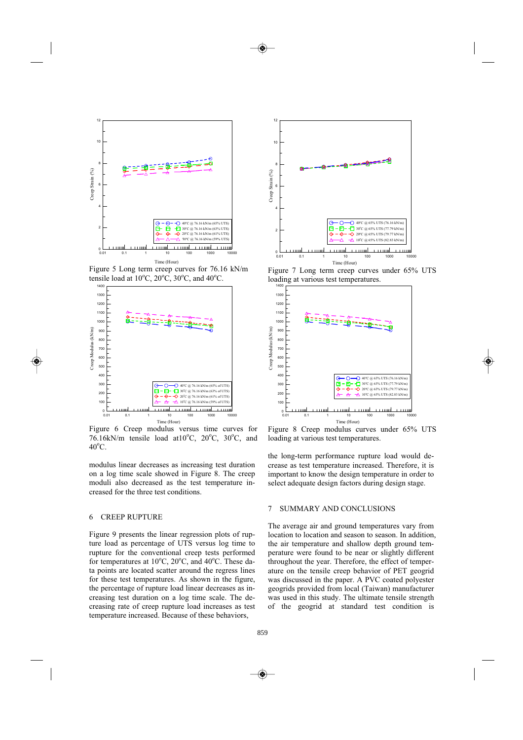Figure 5 Long term creep curves for 76.16 kN/m tensile load at 10°C, 20°C, 30°C, and 40°C.

Figure 6 Creep modulus versus time curves for 76.16kN/m tensile load at10°C, 20°C, 30°C, and 40°C.

Figure 7 Long term creep curves under 65% UTS loading at various test temperatures.

Figure 8 Creep modulus curves under 65% UTS loading at various test temperatures.

modulus linear decreases as increasing test duration on a log time scale showed in Figure 8. The creep moduli also decreased as the test temperature increased for the three test conditions.

## 6 CREEP RUPTURE

Figure 9 presents the linear regression plots of rupture load as percentage of UTS versus log time to rupture for the conventional creep tests performed for temperatures at 10°C, 20°C, and 40°C. These data points are located scatter around the regress lines for these test temperatures. As shown in the figure, the percentage of rupture load linear decreases as increasing test duration on a log time scale. The decreasing rate of creep rupture load increases as test temperature increased. Because of these behaviors, the long-term performance rupture load would decrease as test temperature increased. Therefore, it is important to know the design temperature in order to select adequate design factors during design stage.

## 7 SUMMARY AND CONCLUSIONS

The average air and ground temperatures vary from location to location and season to season. In addition, the air temperature and shallow depth ground temperature were found to be near or slightly different throughout the year. Therefore, the effect of temperature on the tensile creep behavior of PET geogrid was discussed in the paper. A PVC coated polyester geogrids provided from local (Taiwan) manufacturer was used in this study. The ultimate tensile strength of the geogrid at standard test condition is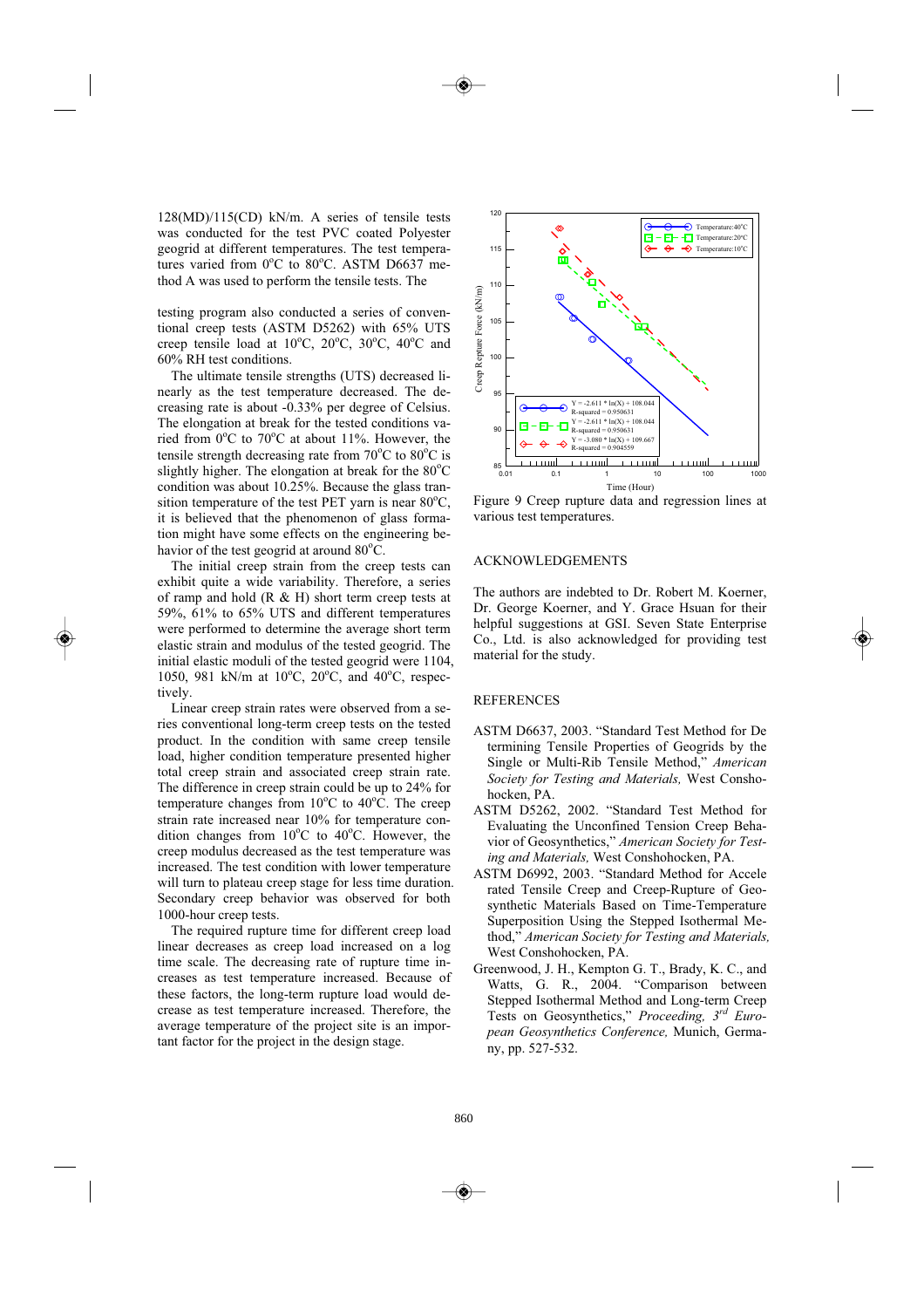128(MD)/115(CD) kN/m. A series of tensile tests was conducted for the test PVC coated Polyester geogrid at different temperatures. The test temperatures varied from 0°C to 80°C. ASTM D6637 method A was used to perform the tensile tests. The testing program also conducted a series of conventional creep tests (ASTM D5262) with 65% UTS creep tensile load at 10°C, 20°C, 30°C, 40°C and 60% RH test conditions.

The ultimate tensile strengths (UTS) decreased linearly as the test temperature decreased. The decreasing rate is about -0.33% per degree of Celsius. The elongation at break for the tested conditions varied from 0°C to 70°C at about 11%. However, the tensile strength decreasing rate from 70°C to 80°C is slightly higher. The elongation at break for the 80°C condition was about 10.25%. Because the glass transition temperature of the test PET yarn is near 80°C, it is believed that the phenomenon of glass formation might have some effects on the engineering behavior of the test geogrid at around 80°C.

The initial creep strain from the creep tests can exhibit quite a wide variability. Therefore, a series of ramp and hold (R & H) short term creep tests at 59%, 61% to 65% UTS and different temperatures were performed to determine the average short term elastic strain and modulus of the tested geogrid. The initial elastic moduli of the tested geogrid were 1104, 1050, 981 kN/m at 10°C, 20°C, and 40°C, respectively.

Linear creep strain rates were observed from a series conventional long-term creep tests on the tested product. In the condition with same creep tensile load, higher condition temperature presented higher total creep strain and associated creep strain rate. The difference in creep strain could be up to 24% for temperature changes from 10°C to 40°C. The creep strain rate increased near 10% for temperature condition changes from 10°C to 40°C. However, the creep modulus decreased as the test temperature was increased. The test condition with lower temperature will turn to plateau creep stage for less time duration. Secondary creep behavior was observed for both 1000-hour creep tests.

The required rupture time for different creep load linear decreases as creep load increased on a log time scale. The decreasing rate of rupture time increases as test temperature increased. Because of these factors, the long-term rupture load would decrease as test temperature increased. Therefore, the average temperature of the project site is an important factor for the project in the design stage.

Temperature:40°C
Temperature:20°C
Temperature:10°C

Y = -2.611 * ln(X) + 108.044
R-squared = 0.950631
Y = -2.611 * ln(X) + 108.044
R-squared = 0.950631
Y = -3.080 * ln(X) + 109.667
R-squared = 0.904559

Creep Rupture Force (kN/m)

Time (Hour)

120
115
110
105
100
95
90
85

0.01
0.1
1
10
100
1000

Figure 9 Creep rupture data and regression lines at various test temperatures.

## ACKNOWLEDGEMENTS

The authors are indebted to Dr. Robert M. Koerner, Dr. George Koerner, and Y. Grace Hsuan for their helpful suggestions at GSI. Seven State Enterprise Co., Ltd. is also acknowledged for providing test material for the study.

## REFERENCES

ASTM D6637, 2003. "Standard Test Method for Determining Tensile Properties of Geogrids by the Single or Multi-Rib Tensile Method," *American Society for Testing and Materials,* West Conshohocken, PA.

ASTM D5262, 2002. "Standard Test Method for Evaluating the Unconfined Tension Creep Behavior of Geosynthetics," *American Society for Testing and Materials,* West Conshohocken, PA.

ASTM D6992, 2003. "Standard Method for Accelerated Tensile Creep and Creep-Rupture of Geosynthetic Materials Based on Time-Temperature Superposition Using the Stepped Isothermal Method," *American Society for Testing and Materials,* West Conshohocken, PA.

Greenwood, J. H., Kempton G. T., Brady, K. C., and Watts, G. R., 2004. "Comparison between Stepped Isothermal Method and Long-term Creep Tests on Geosynthetics," *Proceeding, 3rd European Geosynthetics Conference,* Munich, Germany, pp. 527-532.